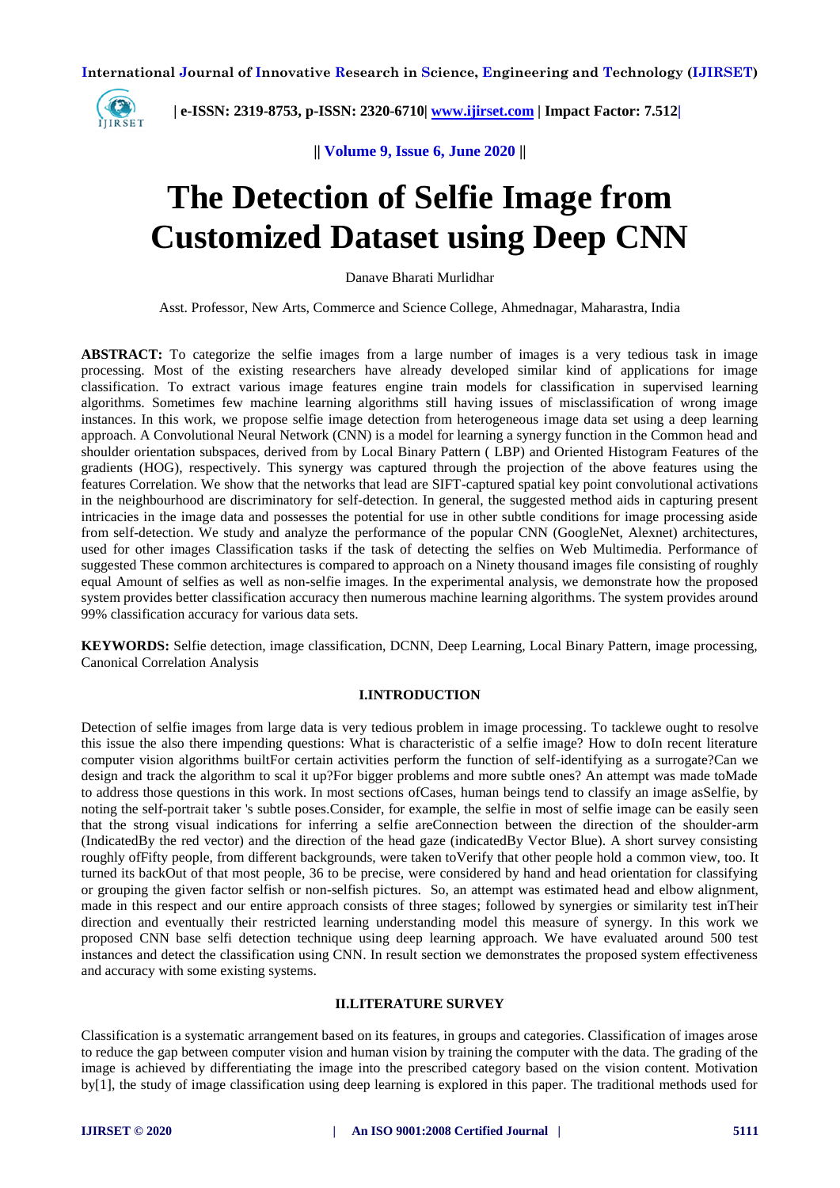# The Detection of Selfie Image from Customized Dataset using Deep CNN

Danave Bharati Murlidhar

Asst. Professor, New Arts, Commerce and Science College, Ahmednagar, Maharastra, India

**ABSTRACT:** To categorize the selfie images from a large number of images is a very tedious task in image processing. Most of the existing researchers have already developed similar kind of applications for image classification. To extract various image features engine train models for classification in supervised learning algorithms. Sometimes few machine learning algorithms still having issues of misclassification of wrong image instances. In this work, we propose selfie image detection from heterogeneous image data set using a deep learning approach. A Convolutional Neural Network (CNN) is a model for learning a synergy function in the Common head and shoulder orientation subspaces, derived from by Local Binary Pattern ( LBP) and Oriented Histogram Features of the gradients (HOG), respectively. This synergy was captured through the projection of the above features using the features Correlation. We show that the networks that lead are SIFT-captured spatial key point convolutional activations in the neighbourhood are discriminatory for self-detection. In general, the suggested method aids in capturing present intricacies in the image data and possesses the potential for use in other subtle conditions for image processing aside from self-detection. We study and analyze the performance of the popular CNN (GoogleNet, Alexnet) architectures, used for other images Classification tasks if the task of detecting the selfies on Web Multimedia. Performance of suggested These common architectures is compared to approach on a Ninety thousand images file consisting of roughly equal Amount of selfies as well as non-selfie images. In the experimental analysis, we demonstrate how the proposed system provides better classification accuracy then numerous machine learning algorithms. The system provides around 99% classification accuracy for various data sets.

**KEYWORDS:** Selfie detection, image classification, DCNN, Deep Learning, Local Binary Pattern, image processing, Canonical Correlation Analysis

## I.INTRODUCTION

Detection of selfie images from large data is very tedious problem in image processing. To tacklewe ought to resolve this issue the also there impending questions: What is characteristic of a selfie image? How to doIn recent literature computer vision algorithms builtFor certain activities perform the function of self-identifying as a surrogate?Can we design and track the algorithm to scal it up?For bigger problems and more subtle ones? An attempt was made toMade to address those questions in this work. In most sections ofCases, human beings tend to classify an image asSelfie, by noting the self-portrait taker 's subtle poses.Consider, for example, the selfie in most of selfie image can be easily seen that the strong visual indications for inferring a selfie areConnection between the direction of the shoulder-arm (IndicatedBy the red vector) and the direction of the head gaze (indicatedBy Vector Blue). A short survey consisting roughly ofFifty people, from different backgrounds, were taken toVerify that other people hold a common view, too. It turned its backOut of that most people, 36 to be precise, were considered by hand and head orientation for classifying or grouping the given factor selfish or non-selfish pictures. So, an attempt was estimated head and elbow alignment, made in this respect and our entire approach consists of three stages; followed by synergies or similarity test inTheir direction and eventually their restricted learning understanding model this measure of synergy. In this work we proposed CNN base selfi detection technique using deep learning approach. We have evaluated around 500 test instances and detect the classification using CNN. In result section we demonstrates the proposed system effectiveness and accuracy with some existing systems.

## II.LITERATURE SURVEY

Classification is a systematic arrangement based on its features, in groups and categories. Classification of images arose to reduce the gap between computer vision and human vision by training the computer with the data. The grading of the image is achieved by differentiating the image into the prescribed category based on the vision content. Motivation by[1], the study of image classification using deep learning is explored in this paper. The traditional methods used for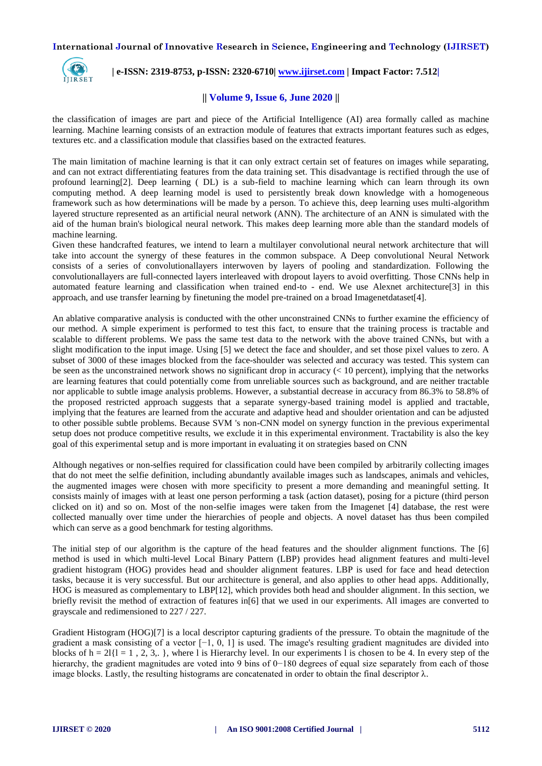the classification of images are part and piece of the Artificial Intelligence (AI) area formally called as machine learning. Machine learning consists of an extraction module of features that extracts important features such as edges, textures etc. and a classification module that classifies based on the extracted features.

The main limitation of machine learning is that it can only extract certain set of features on images while separating, and can not extract differentiating features from the data training set. This disadvantage is rectified through the use of profound learning[2]. Deep learning ( DL) is a sub-field to machine learning which can learn through its own computing method. A deep learning model is used to persistently break down knowledge with a homogeneous framework such as how determinations will be made by a person. To achieve this, deep learning uses multi-algorithm layered structure represented as an artificial neural network (ANN). The architecture of an ANN is simulated with the aid of the human brain's biological neural network. This makes deep learning more able than the standard models of machine learning.
Given these handcrafted features, we intend to learn a multilayer convolutional neural network architecture that will take into account the synergy of these features in the common subspace. A Deep convolutional Neural Network consists of a series of convolutionallayers interwoven by layers of pooling and standardization. Following the convolutionallayers are full-connected layers interleaved with dropout layers to avoid overfitting. Those CNNs help in automated feature learning and classification when trained end-to - end. We use Alexnet architecture[3] in this approach, and use transfer learning by finetuning the model pre-trained on a broad Imagenetdataset[4].

An ablative comparative analysis is conducted with the other unconstrained CNNs to further examine the efficiency of our method. A simple experiment is performed to test this fact, to ensure that the training process is tractable and scalable to different problems. We pass the same test data to the network with the above trained CNNs, but with a slight modification to the input image. Using [5] we detect the face and shoulder, and set those pixel values to zero. A subset of 3000 of these images blocked from the face-shoulder was selected and accuracy was tested. This system can be seen as the unconstrained network shows no significant drop in accuracy (< 10 percent), implying that the networks are learning features that could potentially come from unreliable sources such as background, and are neither tractable nor applicable to subtle image analysis problems. However, a substantial decrease in accuracy from 86.3% to 58.8% of the proposed restricted approach suggests that a separate synergy-based training model is applied and tractable, implying that the features are learned from the accurate and adaptive head and shoulder orientation and can be adjusted to other possible subtle problems. Because SVM 's non-CNN model on synergy function in the previous experimental setup does not produce competitive results, we exclude it in this experimental environment. Tractability is also the key goal of this experimental setup and is more important in evaluating it on strategies based on CNN

Although negatives or non-selfies required for classification could have been compiled by arbitrarily collecting images that do not meet the selfie definition, including abundantly available images such as landscapes, animals and vehicles, the augmented images were chosen with more specificity to present a more demanding and meaningful setting. It consists mainly of images with at least one person performing a task (action dataset), posing for a picture (third person clicked on it) and so on. Most of the non-selfie images were taken from the Imagenet [4] database, the rest were collected manually over time under the hierarchies of people and objects. A novel dataset has thus been compiled which can serve as a good benchmark for testing algorithms.

The initial step of our algorithm is the capture of the head features and the shoulder alignment functions. The [6] method is used in which multi-level Local Binary Pattern (LBP) provides head alignment features and multi-level gradient histogram (HOG) provides head and shoulder alignment features. LBP is used for face and head detection tasks, because it is very successful. But our architecture is general, and also applies to other head apps. Additionally, HOG is measured as complementary to LBP[12], which provides both head and shoulder alignment. In this section, we briefly revisit the method of extraction of features in[6] that we used in our experiments. All images are converted to grayscale and redimensioned to 227 / 227.

Gradient Histogram (HOG)[7] is a local descriptor capturing gradients of the pressure. To obtain the magnitude of the gradient a mask consisting of a vector $[-1, 0, 1]$ is used. The image's resulting gradient magnitudes are divided into blocks of $h = 2l\{l = 1 , 2, 3,. \}$, where l is Hierarchy level. In our experiments l is chosen to be 4. In every step of the hierarchy, the gradient magnitudes are voted into 9 bins of $0-180$ degrees of equal size separately from each of those image blocks. Lastly, the resulting histograms are concatenated in order to obtain the final descriptor $\lambda$.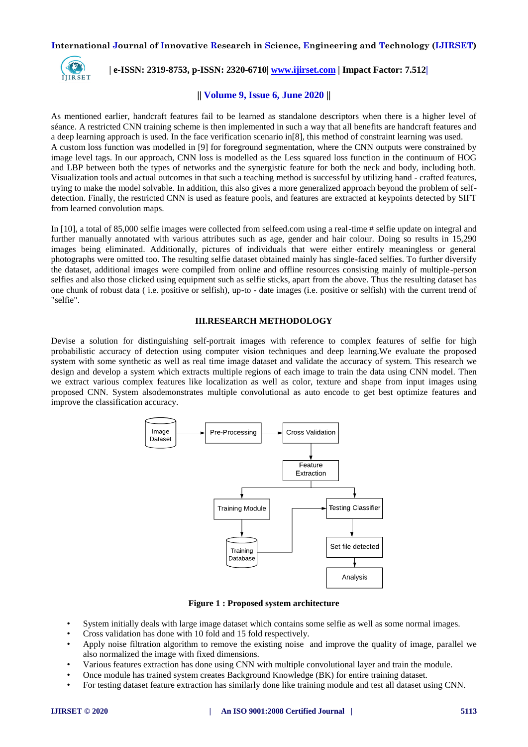As mentioned earlier, handcraft features fail to be learned as standalone descriptors when there is a higher level of séance. A restricted CNN training scheme is then implemented in such a way that all benefits are handcraft features and a deep learning approach is used. In the face verification scenario in[8], this method of constraint learning was used. A custom loss function was modelled in [9] for foreground segmentation, where the CNN outputs were constrained by image level tags. In our approach, CNN loss is modelled as the Less squared loss function in the continuum of HOG and LBP between both the types of networks and the synergistic feature for both the neck and body, including both. Visualization tools and actual outcomes in that such a teaching method is successful by utilizing hand - crafted features, trying to make the model solvable. In addition, this also gives a more generalized approach beyond the problem of self-detection. Finally, the restricted CNN is used as feature pools, and features are extracted at keypoints detected by SIFT from learned convolution maps.

In [10], a total of 85,000 selfie images were collected from selfeed.com using a real-time # selfie update on integral and further manually annotated with various attributes such as age, gender and hair colour. Doing so results in 15,290 images being eliminated. Additionally, pictures of individuals that were either entirely meaningless or general photographs were omitted too. The resulting selfie dataset obtained mainly has single-faced selfies. To further diversify the dataset, additional images were compiled from online and offline resources consisting mainly of multiple-person selfies and also those clicked using equipment such as selfie sticks, apart from the above. Thus the resulting dataset has one chunk of robust data ( i.e. positive or selfish), up-to - date images (i.e. positive or selfish) with the current trend of "selfie".

## III.RESEARCH METHODOLOGY

Devise a solution for distinguishing self-portrait images with reference to complex features of selfie for high probabilistic accuracy of detection using computer vision techniques and deep learning.We evaluate the proposed system with some synthetic as well as real time image dataset and validate the accuracy of system. This research we design and develop a system which extracts multiple regions of each image to train the data using CNN model. Then we extract various complex features like localization as well as color, texture and shape from input images using proposed CNN. System alsodemonstrates multiple convolutional as auto encode to get best optimize features and improve the classification accuracy.

Image Dataset → Pre-Processing → Cross Validation → Feature Extraction → Training Module → Training Database → Testing Classifier → Set file detected → Analysis

**Figure 1 : Proposed system architecture**

- System initially deals with large image dataset which contains some selfie as well as some normal images.
- Cross validation has done with 10 fold and 15 fold respectively.
- Apply noise filtration algorithm to remove the existing noise and improve the quality of image, parallel we also normalized the image with fixed dimensions.
- Various features extraction has done using CNN with multiple convolutional layer and train the module.
- Once module has trained system creates Background Knowledge (BK) for entire training dataset.
- For testing dataset feature extraction has similarly done like training module and test all dataset using CNN.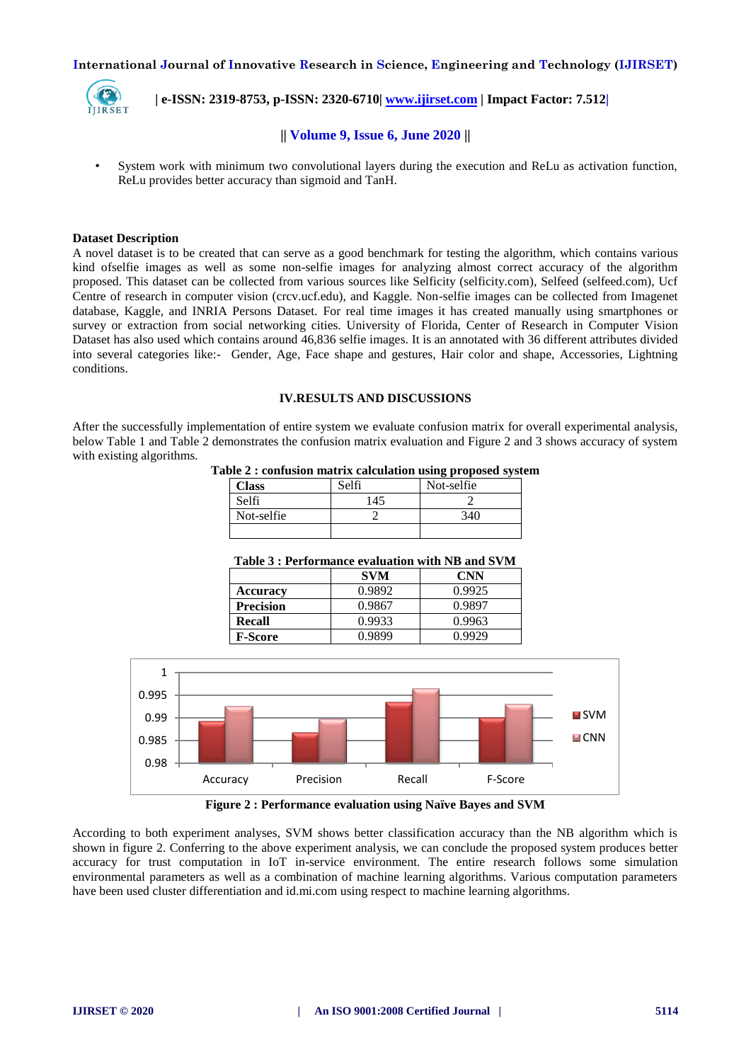- System work with minimum two convolutional layers during the execution and ReLu as activation function, ReLu provides better accuracy than sigmoid and TanH.

**Dataset Description**

A novel dataset is to be created that can serve as a good benchmark for testing the algorithm, which contains various kind ofselfie images as well as some non-selfie images for analyzing almost correct accuracy of the algorithm proposed. This dataset can be collected from various sources like Selficity (selficity.com), Selfeed (selfeed.com), Ucf Centre of research in computer vision (crcv.ucf.edu), and Kaggle. Non-selfie images can be collected from Imagenet database, Kaggle, and INRIA Persons Dataset. For real time images it has created manually using smartphones or survey or extraction from social networking cities. University of Florida, Center of Research in Computer Vision Dataset has also used which contains around 46,836 selfie images. It is an annotated with 36 different attributes divided into several categories like:- Gender, Age, Face shape and gestures, Hair color and shape, Accessories, Lightning conditions.

## IV.RESULTS AND DISCUSSIONS

After the successfully implementation of entire system we evaluate confusion matrix for overall experimental analysis, below Table 1 and Table 2 demonstrates the confusion matrix evaluation and Figure 2 and 3 shows accuracy of system with existing algorithms.

**Table 2 : confusion matrix calculation using proposed system**

| Class | Selfi | Not-selfie |
|---|---|---|
| Selfi | 145 | 2 |
| Not-selfie | 2 | 340 |
| | | |

**Table 3 : Performance evaluation with NB and SVM**

| | SVM | CNN |
|---|---|---|
| **Accuracy** | 0.9892 | 0.9925 |
| **Precision** | 0.9867 | 0.9897 |
| **Recall** | 0.9933 | 0.9963 |
| **F-Score** | 0.9899 | 0.9929 |

**Figure 2 : Performance evaluation using Naïve Bayes and SVM**

According to both experiment analyses, SVM shows better classification accuracy than the NB algorithm which is shown in figure 2. Conferring to the above experiment analysis, we can conclude the proposed system produces better accuracy for trust computation in IoT in-service environment. The entire research follows some simulation environmental parameters as well as a combination of machine learning algorithms. Various computation parameters have been used cluster differentiation and id.mi.com using respect to machine learning algorithms.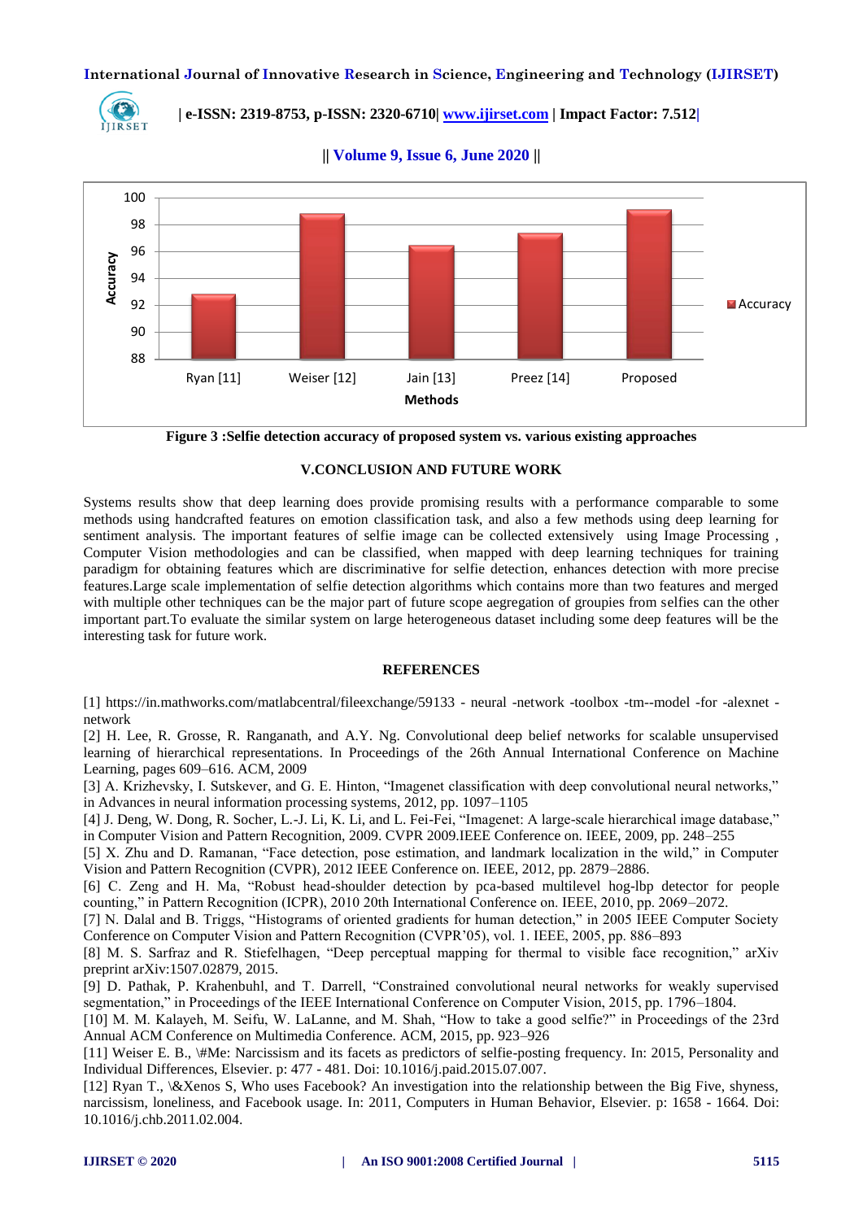Figure 3 :Selfie detection accuracy of proposed system vs. various existing approaches

## V.CONCLUSION AND FUTURE WORK

Systems results show that deep learning does provide promising results with a performance comparable to some methods using handcrafted features on emotion classification task, and also a few methods using deep learning for sentiment analysis. The important features of selfie image can be collected extensively using Image Processing , Computer Vision methodologies and can be classified, when mapped with deep learning techniques for training paradigm for obtaining features which are discriminative for selfie detection, enhances detection with more precise features.Large scale implementation of selfie detection algorithms which contains more than two features and merged with multiple other techniques can be the major part of future scope aegregation of groupies from selfies can the other important part.To evaluate the similar system on large heterogeneous dataset including some deep features will be the interesting task for future work.

## REFERENCES

[1] https://in.mathworks.com/matlabcentral/fileexchange/59133 - neural -network -toolbox -tm--model -for -alexnet -network

[2] H. Lee, R. Grosse, R. Ranganath, and A.Y. Ng. Convolutional deep belief networks for scalable unsupervised learning of hierarchical representations. In Proceedings of the 26th Annual International Conference on Machine Learning, pages 609–616. ACM, 2009

[3] A. Krizhevsky, I. Sutskever, and G. E. Hinton, “Imagenet classification with deep convolutional neural networks,” in Advances in neural information processing systems, 2012, pp. 1097–1105

[4] J. Deng, W. Dong, R. Socher, L.-J. Li, K. Li, and L. Fei-Fei, “Imagenet: A large-scale hierarchical image database,” in Computer Vision and Pattern Recognition, 2009. CVPR 2009.IEEE Conference on. IEEE, 2009, pp. 248–255

[5] X. Zhu and D. Ramanan, “Face detection, pose estimation, and landmark localization in the wild,” in Computer Vision and Pattern Recognition (CVPR), 2012 IEEE Conference on. IEEE, 2012, pp. 2879–2886.

[6] C. Zeng and H. Ma, “Robust head-shoulder detection by pca-based multilevel hog-lbp detector for people counting,” in Pattern Recognition (ICPR), 2010 20th International Conference on. IEEE, 2010, pp. 2069–2072.

[7] N. Dalal and B. Triggs, “Histograms of oriented gradients for human detection,” in 2005 IEEE Computer Society Conference on Computer Vision and Pattern Recognition (CVPR'05), vol. 1. IEEE, 2005, pp. 886–893

[8] M. S. Sarfraz and R. Stiefelhagen, “Deep perceptual mapping for thermal to visible face recognition,” arXiv preprint arXiv:1507.02879, 2015.

[9] D. Pathak, P. Krahenbuhl, and T. Darrell, “Constrained convolutional neural networks for weakly supervised segmentation,” in Proceedings of the IEEE International Conference on Computer Vision, 2015, pp. 1796–1804.

[10] M. M. Kalayeh, M. Seifu, W. LaLanne, and M. Shah, “How to take a good selfie?” in Proceedings of the 23rd Annual ACM Conference on Multimedia Conference. ACM, 2015, pp. 923–926

[11] Weiser E. B., \#Me: Narcissism and its facets as predictors of selfie-posting frequency. In: 2015, Personality and Individual Differences, Elsevier. p: 477 - 481. Doi: 10.1016/j.paid.2015.07.007.

[12] Ryan T., \&Xenos S, Who uses Facebook? An investigation into the relationship between the Big Five, shyness, narcissism, loneliness, and Facebook usage. In: 2011, Computers in Human Behavior, Elsevier. p: 1658 - 1664. Doi: 10.1016/j.chb.2011.02.004.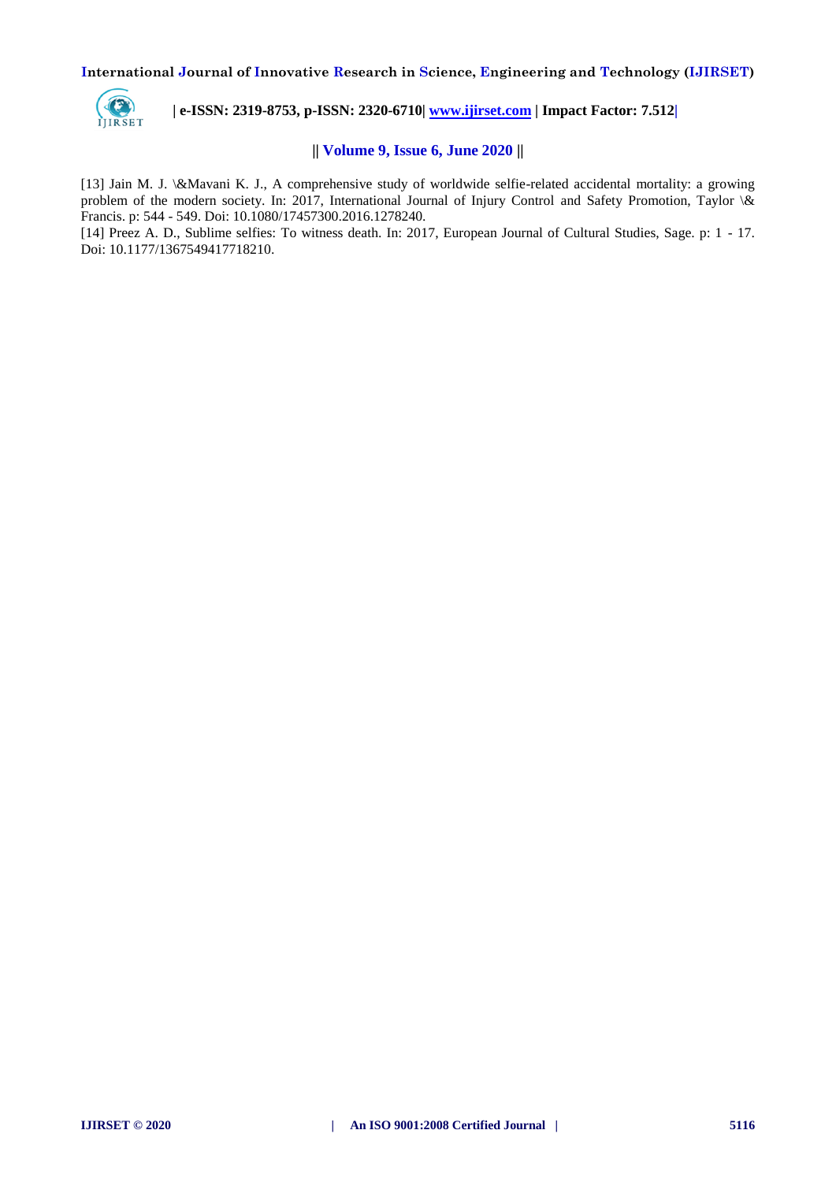[13] Jain M. J. \&Mavani K. J., A comprehensive study of worldwide selfie-related accidental mortality: a growing problem of the modern society. In: 2017, International Journal of Injury Control and Safety Promotion, Taylor \& Francis. p: 544 - 549. Doi: 10.1080/17457300.2016.1278240.

[14] Preez A. D., Sublime selfies: To witness death. In: 2017, European Journal of Cultural Studies, Sage. p: 1 - 17. Doi: 10.1177/1367549417718210.